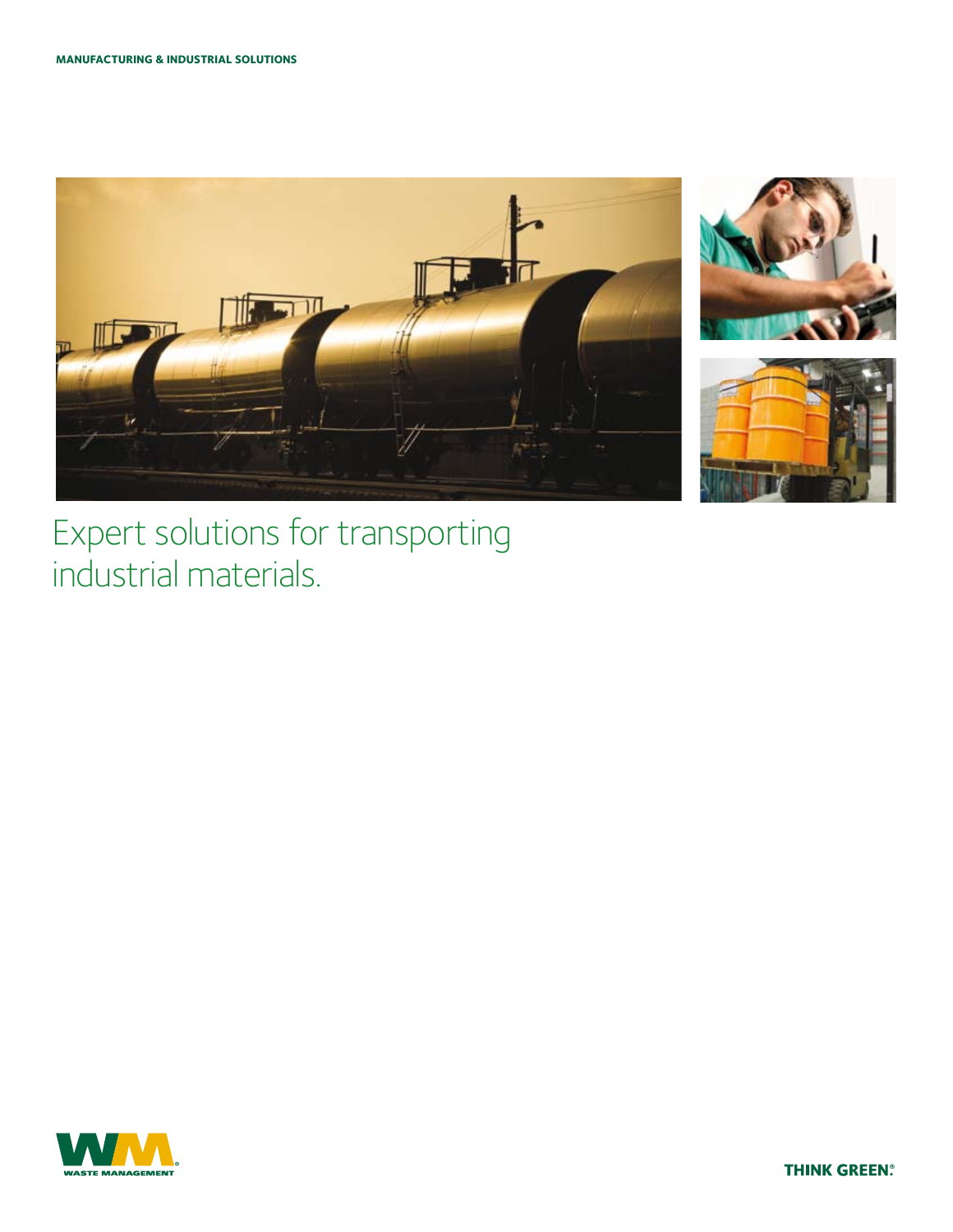**MANUFACTURING & INDUSTRIAL SOLUTIONS**

# Expert solutions for transporting industrial materials.

WASTE MANAGEMENT

**THINK GREEN.®**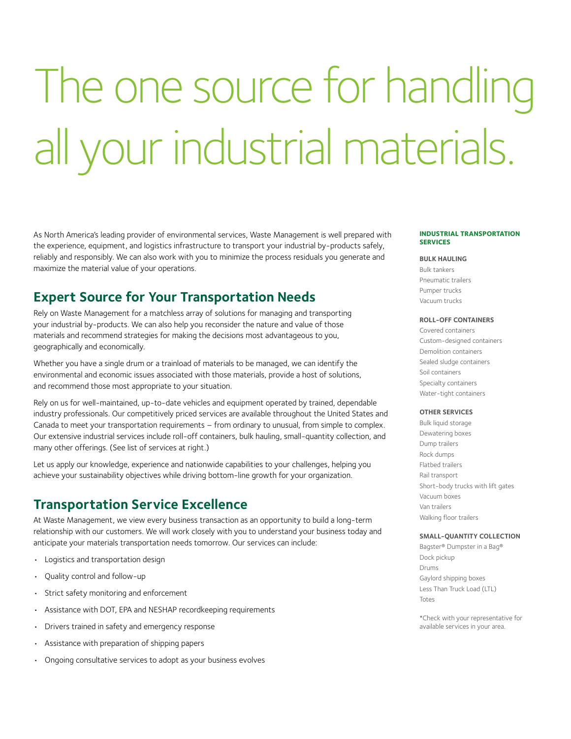# The one source for handling all your industrial materials.

As North America's leading provider of environmental services, Waste Management is well prepared with the experience, equipment, and logistics infrastructure to transport your industrial by-products safely, reliably and responsibly. We can also work with you to minimize the process residuals you generate and maximize the material value of your operations.

## Expert Source for Your Transportation Needs

Rely on Waste Management for a matchless array of solutions for managing and transporting your industrial by-products. We can also help you reconsider the nature and value of those materials and recommend strategies for making the decisions most advantageous to you, geographically and economically.

Whether you have a single drum or a trainload of materials to be managed, we can identify the environmental and economic issues associated with those materials, provide a host of solutions, and recommend those most appropriate to your situation.

Rely on us for well-maintained, up-to-date vehicles and equipment operated by trained, dependable industry professionals. Our competitively priced services are available throughout the United States and Canada to meet your transportation requirements – from ordinary to unusual, from simple to complex. Our extensive industrial services include roll-off containers, bulk hauling, small-quantity collection, and many other offerings. (See list of services at right.)

Let us apply our knowledge, experience and nationwide capabilities to your challenges, helping you achieve your sustainability objectives while driving bottom-line growth for your organization.

## Transportation Service Excellence

At Waste Management, we view every business transaction as an opportunity to build a long-term relationship with our customers. We will work closely with you to understand your business today and anticipate your materials transportation needs tomorrow. Our services can include:

- Logistics and transportation design
- Quality control and follow-up
- Strict safety monitoring and enforcement
- Assistance with DOT, EPA and NESHAP recordkeeping requirements
- Drivers trained in safety and emergency response
- Assistance with preparation of shipping papers
- Ongoing consultative services to adopt as your business evolves

### INDUSTRIAL TRANSPORTATION SERVICES

**BULK HAULING**

Bulk tankers
Pneumatic trailers
Pumper trucks
Vacuum trucks

**ROLL-OFF CONTAINERS**

Covered containers
Custom-designed containers
Demolition containers
Sealed sludge containers
Soil containers
Specialty containers
Water-tight containers

**OTHER SERVICES**

Bulk liquid storage
Dewatering boxes
Dump trailers
Rock dumps
Flatbed trailers
Rail transport
Short-body trucks with lift gates
Vacuum boxes
Van trailers
Walking floor trailers

**SMALL-QUANTITY COLLECTION**

Bagster® Dumpster in a Bag®
Dock pickup
Drums
Gaylord shipping boxes
Less Than Truck Load (LTL)
Totes

*Check with your representative for available services in your area.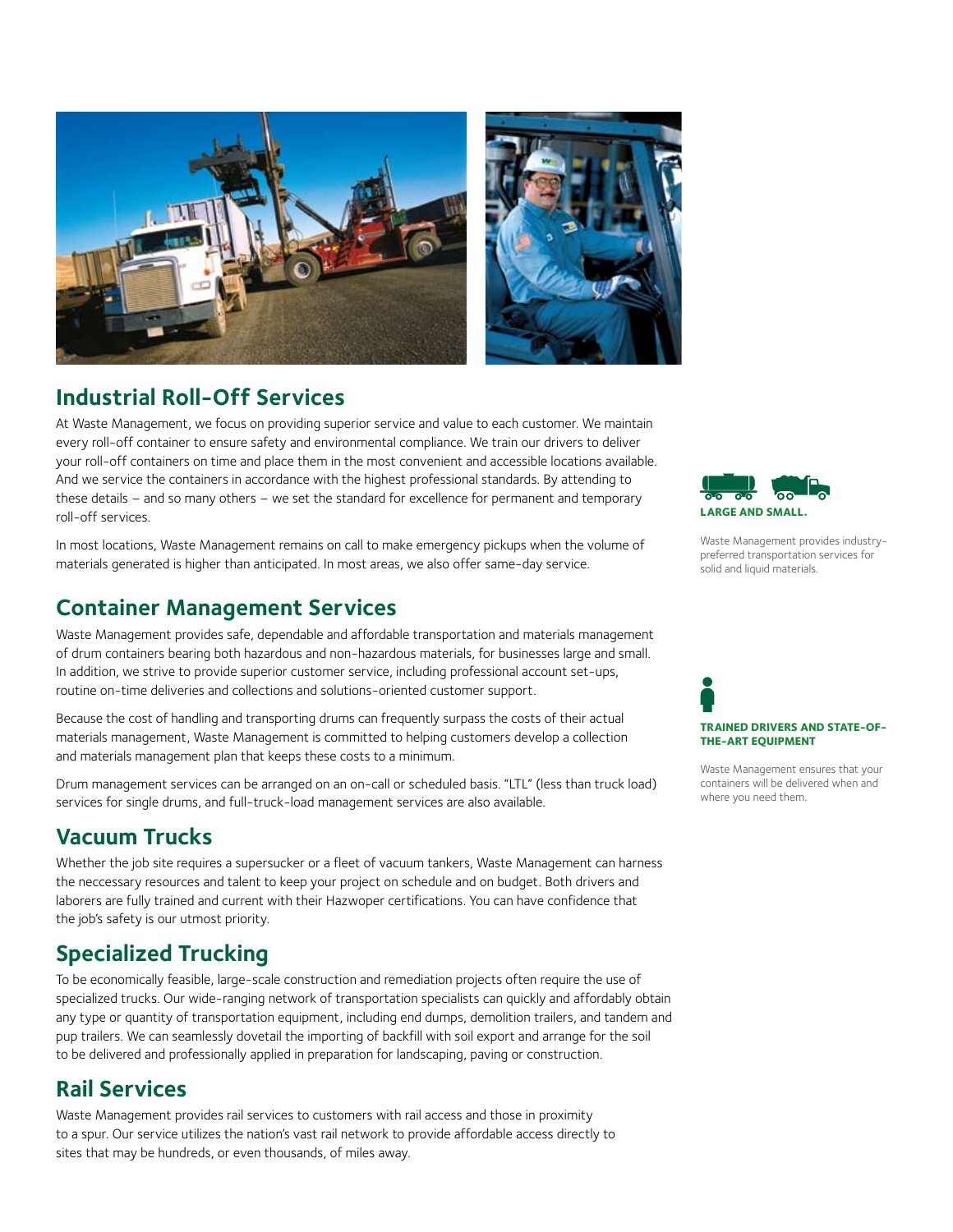## Industrial Roll-Off Services

At Waste Management, we focus on providing superior service and value to each customer. We maintain every roll-off container to ensure safety and environmental compliance. We train our drivers to deliver your roll-off containers on time and place them in the most convenient and accessible locations available. And we service the containers in accordance with the highest professional standards. By attending to these details – and so many others – we set the standard for excellence for permanent and temporary roll-off services.

In most locations, Waste Management remains on call to make emergency pickups when the volume of materials generated is higher than anticipated. In most areas, we also offer same-day service.

## Container Management Services

Waste Management provides safe, dependable and affordable transportation and materials management of drum containers bearing both hazardous and non-hazardous materials, for businesses large and small. In addition, we strive to provide superior customer service, including professional account set-ups, routine on-time deliveries and collections and solutions-oriented customer support.

Because the cost of handling and transporting drums can frequently surpass the costs of their actual materials management, Waste Management is committed to helping customers develop a collection and materials management plan that keeps these costs to a minimum.

Drum management services can be arranged on an on-call or scheduled basis. "LTL" (less than truck load) services for single drums, and full-truck-load management services are also available.

## Vacuum Trucks

Whether the job site requires a supersucker or a fleet of vacuum tankers, Waste Management can harness the neccessary resources and talent to keep your project on schedule and on budget. Both drivers and laborers are fully trained and current with their Hazwoper certifications. You can have confidence that the job's safety is our utmost priority.

## Specialized Trucking

To be economically feasible, large-scale construction and remediation projects often require the use of specialized trucks. Our wide-ranging network of transportation specialists can quickly and affordably obtain any type or quantity of transportation equipment, including end dumps, demolition trailers, and tandem and pup trailers. We can seamlessly dovetail the importing of backfill with soil export and arrange for the soil to be delivered and professionally applied in preparation for landscaping, paving or construction.

## Rail Services

Waste Management provides rail services to customers with rail access and those in proximity to a spur. Our service utilizes the nation's vast rail network to provide affordable access directly to sites that may be hundreds, or even thousands, of miles away.

**LARGE AND SMALL.**

Waste Management provides industry-preferred transportation services for solid and liquid materials.

**TRAINED DRIVERS AND STATE-OF-THE-ART EQUIPMENT**

Waste Management ensures that your containers will be delivered when and where you need them.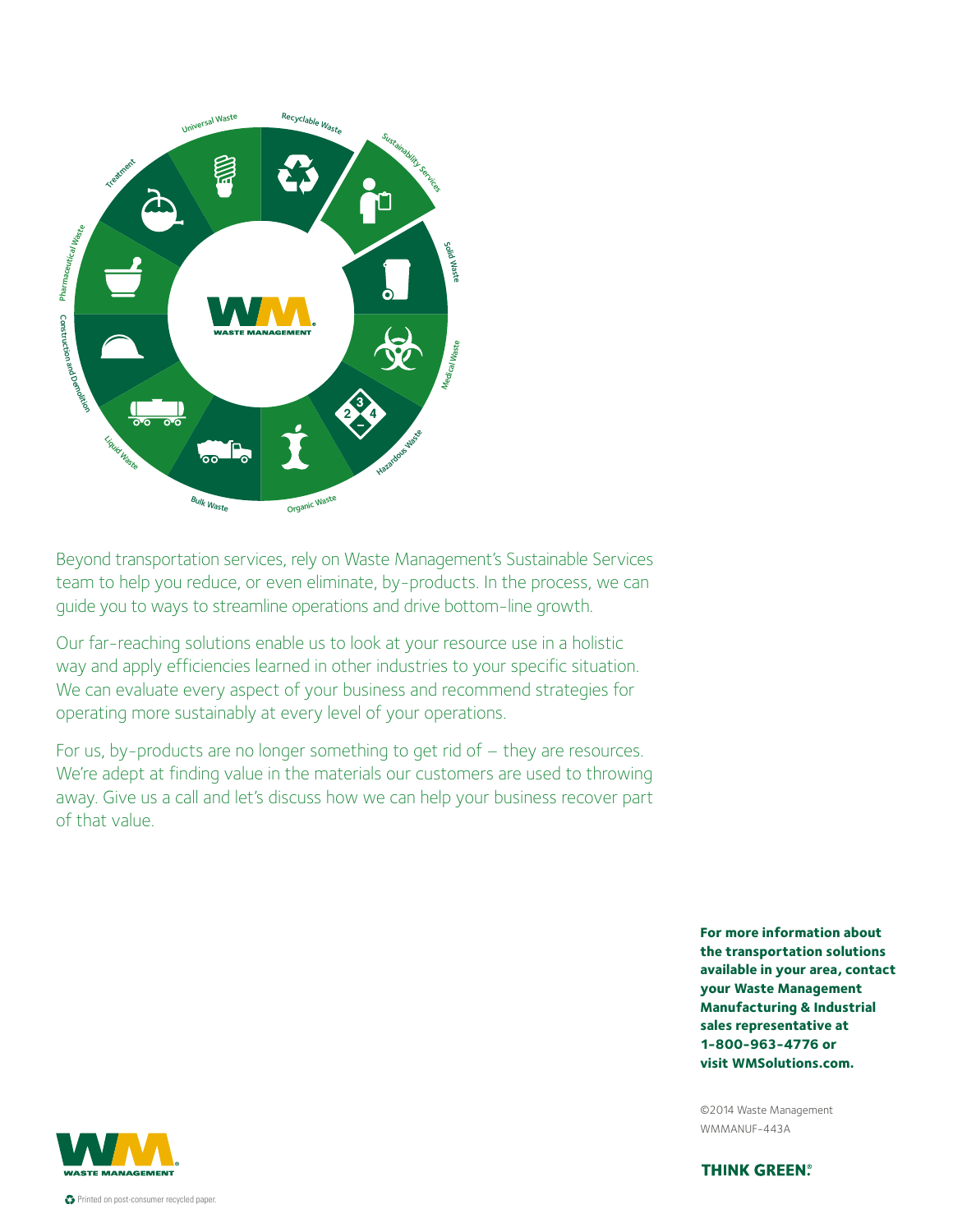Universal Waste
Recyclable Waste
Sustainability Services
Solid Waste
Medical Waste
Hazardous Waste
Organic Waste
Bulk Waste
Liquid Waste
Construction and Demolition
Pharmaceutical Waste
Treatment

WASTE MANAGEMENT

Beyond transportation services, rely on Waste Management's Sustainable Services team to help you reduce, or even eliminate, by-products. In the process, we can guide you to ways to streamline operations and drive bottom-line growth.

Our far-reaching solutions enable us to look at your resource use in a holistic way and apply efficiencies learned in other industries to your specific situation. We can evaluate every aspect of your business and recommend strategies for operating more sustainably at every level of your operations.

For us, by-products are no longer something to get rid of – they are resources. We're adept at finding value in the materials our customers are used to throwing away. Give us a call and let's discuss how we can help your business recover part of that value.

**For more information about the transportation solutions available in your area, contact your Waste Management Manufacturing & Industrial sales representative at 1-800-963-4776 or visit WMSolutions.com.**

©2014 Waste Management
WMMANUF-443A

WASTE MANAGEMENT

**THINK GREEN.®**

Printed on post-consumer recycled paper.